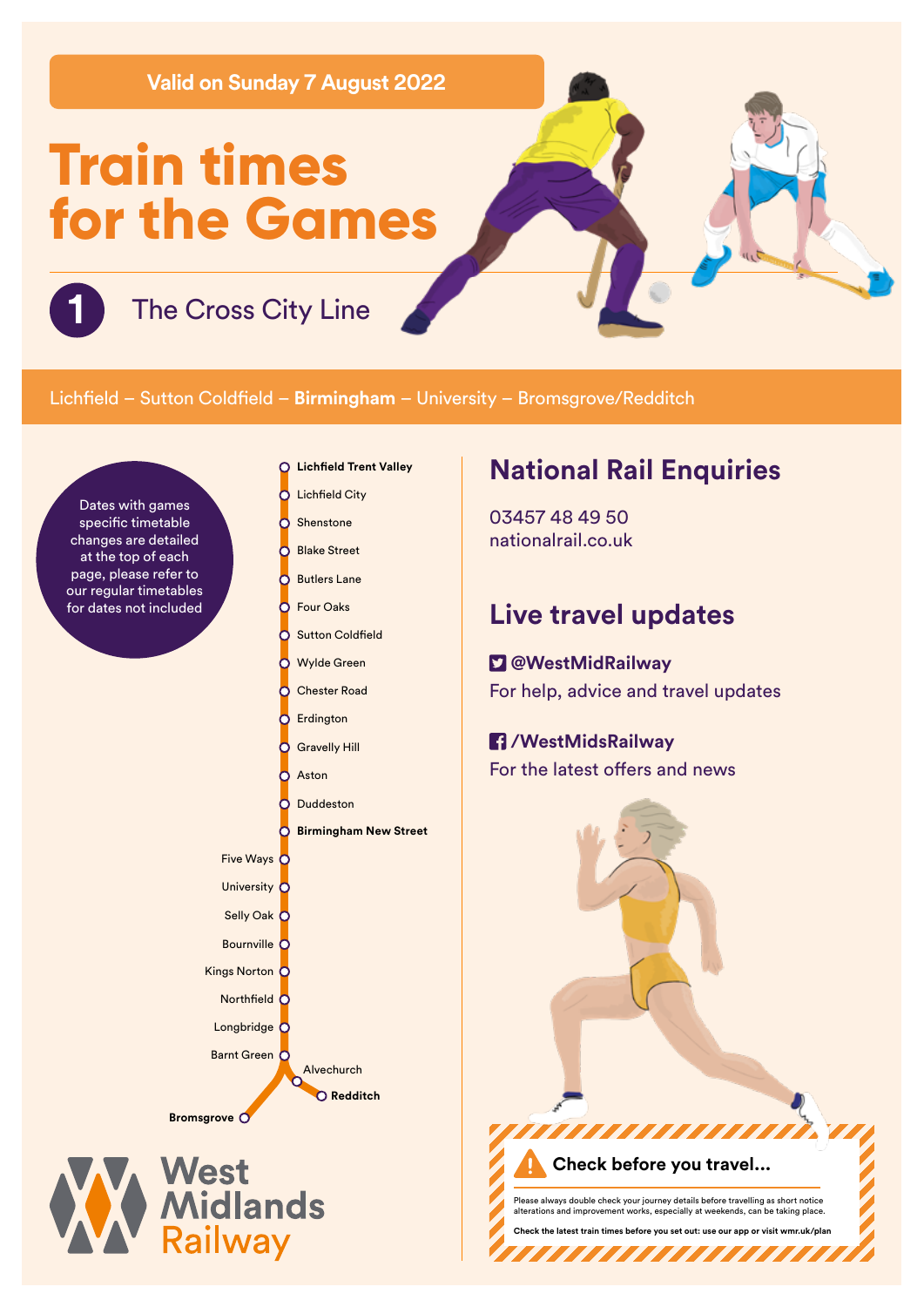Valid on Sunday 7 August 2022

# Train times for the Games

## 1 The Cross City Line

Lichfield – Sutton Coldfield – **Birmingham** – University – Bromsgrove/Redditch

Dates with games specific timetable changes are detailed at the top of each page, please refer to our regular timetables for dates not included

- **Lichfield Trent Valley**
- Lichfield City
- Shenstone
- Blake Street
- Butlers Lane
- Four Oaks
- Sutton Coldfield
- Wylde Green
- Chester Road
- Erdington
- Gravelly Hill
- Aston
- Duddeston
- **Birmingham New Street**
- Five Ways
- University
- Selly Oak
- Bournville
- Kings Norton
- Northfield
- Longbridge
- Barnt Green
- Alvechurch
- **Redditch**
- **Bromsgrove**

## National Rail Enquiries

03457 48 49 50
nationalrail.co.uk

## Live travel updates

**@WestMidRailway**
For help, advice and travel updates

**/WestMidsRailway**
For the latest offers and news

**Check before you travel...**

Please always double check your journey details before travelling as short notice alterations and improvement works, especially at weekends, can be taking place.

**Check the latest train times before you set out: use our app or visit wmr.uk/plan**

West Midlands Railway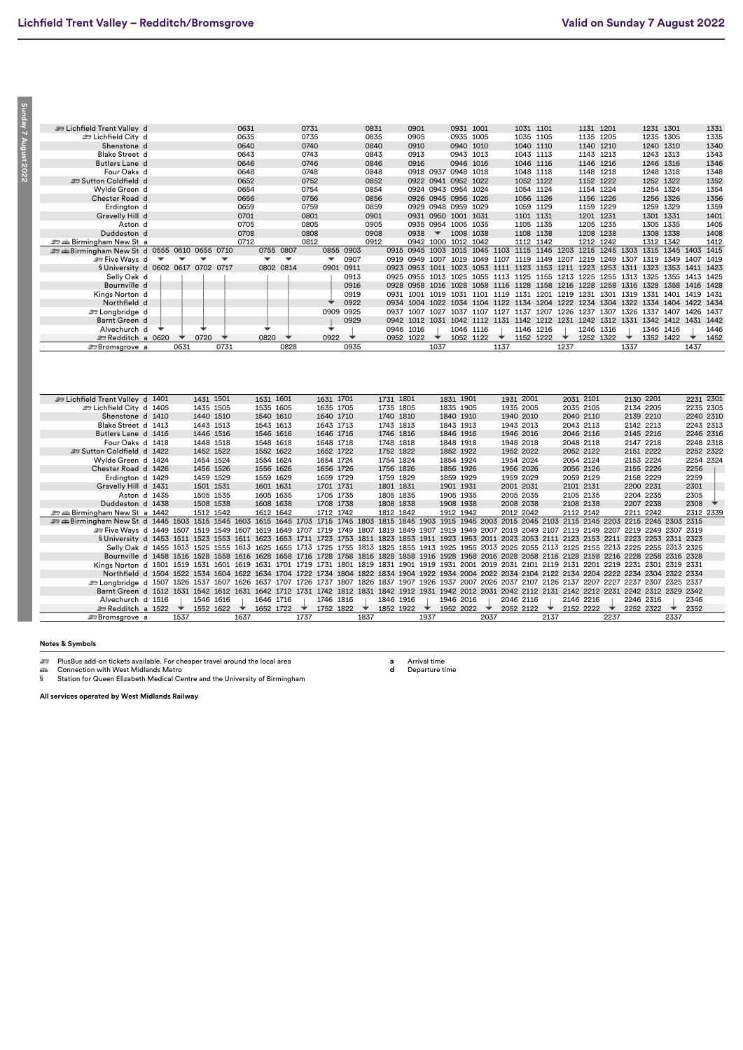| Station | | | | | | | | | | | | | | | | | | | | | | | | | |
|---|---|---|---|---|---|---|---|---|---|---|---|---|---|---|---|---|---|---|---|---|---|---|---|---|---|
| Lichfield Trent Valley | d | | | | | 0631 | | 0731 | | 0831 | 0901 | | 0931 | 1001 | | 1031 | 1101 | | 1131 | 1201 | | 1231 | 1301 | | 1331 |
| Lichfield City | d | | | | | 0635 | | 0735 | | 0835 | 0905 | | 0935 | 1005 | | 1035 | 1105 | | 1135 | 1205 | | 1235 | 1305 | | 1335 |
| Shenstone | d | | | | | 0640 | | 0740 | | 0840 | 0910 | | 0940 | 1010 | | 1040 | 1110 | | 1140 | 1210 | | 1240 | 1310 | | 1340 |
| Blake Street | d | | | | | 0643 | | 0743 | | 0843 | 0913 | | 0943 | 1013 | | 1043 | 1113 | | 1143 | 1213 | | 1243 | 1313 | | 1343 |
| Butlers Lane | d | | | | | 0646 | | 0746 | | 0846 | 0916 | | 0946 | 1016 | | 1046 | 1116 | | 1146 | 1216 | | 1246 | 1316 | | 1346 |
| Four Oaks | d | | | | | 0648 | | 0748 | | 0848 | 0918 | 0937 | 0948 | 1018 | | 1048 | 1118 | | 1148 | 1218 | | 1248 | 1318 | | 1348 |
| Sutton Coldfield | d | | | | | 0652 | | 0752 | | 0852 | 0922 | 0941 | 0952 | 1022 | | 1052 | 1122 | | 1152 | 1222 | | 1252 | 1322 | | 1352 |
| Wylde Green | d | | | | | 0654 | | 0754 | | 0854 | 0924 | 0943 | 0954 | 1024 | | 1054 | 1124 | | 1154 | 1224 | | 1254 | 1324 | | 1354 |
| Chester Road | d | | | | | 0656 | | 0756 | | 0856 | 0926 | 0945 | 0956 | 1026 | | 1056 | 1126 | | 1156 | 1226 | | 1256 | 1326 | | 1356 |
| Erdington | d | | | | | 0659 | | 0759 | | 0859 | 0929 | 0948 | 0959 | 1029 | | 1059 | 1129 | | 1159 | 1229 | | 1259 | 1329 | | 1359 |
| Gravelly Hill | d | | | | | 0701 | | 0801 | | 0901 | 0931 | 0950 | 1001 | 1031 | | 1101 | 1131 | | 1201 | 1231 | | 1301 | 1331 | | 1401 |
| Aston | d | | | | | 0705 | | 0805 | | 0905 | 0935 | 0954 | 1005 | 1035 | | 1105 | 1135 | | 1205 | 1235 | | 1305 | 1335 | | 1405 |
| Duddeston | d | | | | | 0708 | | 0808 | | 0908 | 0938 | ▼ | 1008 | 1038 | | 1108 | 1138 | | 1208 | 1238 | | 1308 | 1338 | | 1408 |
| Birmingham New St | a | | | | | 0712 | | 0812 | | 0912 | 0942 | 1000 | 1012 | 1042 | | 1112 | 1142 | | 1212 | 1242 | | 1312 | 1342 | | 1412 |
| Birmingham New St | d | 0555 | 0610 | 0655 | 0710 | 0755 | 0807 | 0855 | 0903 | 0915 | 0945 | 1003 | 1015 | 1045 | 1103 | 1115 | 1145 | 1203 | 1215 | 1245 | 1303 | 1315 | 1345 | 1403 | 1415 |
| Five Ways | d | ▼ | ▼ | ▼ | ▼ | ▼ | ▼ | ▼ | 0907 | 0919 | 0949 | 1007 | 1019 | 1049 | 1107 | 1119 | 1149 | 1207 | 1219 | 1249 | 1307 | 1319 | 1349 | 1407 | 1419 |
| § University | d | 0602 | 0617 | 0702 | 0717 | 0802 | 0814 | 0901 | 0911 | 0923 | 0953 | 1011 | 1023 | 1053 | 1111 | 1123 | 1153 | 1211 | 1223 | 1253 | 1311 | 1323 | 1353 | 1411 | 1423 |
| Selly Oak | d | | | | | | | | 0913 | 0925 | 0955 | 1013 | 1025 | 1055 | 1113 | 1125 | 1155 | 1213 | 1225 | 1255 | 1313 | 1325 | 1355 | 1413 | 1425 |
| Bournville | d | | | | | | | | 0916 | 0928 | 0958 | 1016 | 1028 | 1058 | 1116 | 1128 | 1158 | 1216 | 1228 | 1258 | 1316 | 1328 | 1358 | 1416 | 1428 |
| Kings Norton | d | | | | | | | | 0919 | 0931 | 1001 | 1019 | 1031 | 1101 | 1119 | 1131 | 1201 | 1219 | 1231 | 1301 | 1319 | 1331 | 1401 | 1419 | 1431 |
| Northfield | d | | | | | | | ▼ | 0922 | 0934 | 1004 | 1022 | 1034 | 1104 | 1122 | 1134 | 1204 | 1222 | 1234 | 1304 | 1322 | 1334 | 1404 | 1422 | 1434 |
| Longbridge | d | | | | | | | 0909 | 0925 | 0937 | 1007 | 1027 | 1037 | 1107 | 1127 | 1137 | 1207 | 1226 | 1237 | 1307 | 1326 | 1337 | 1407 | 1426 | 1437 |
| Barnt Green | d | | | | | | | | 0929 | 0942 | 1012 | 1031 | 1042 | 1112 | 1131 | 1142 | 1212 | 1231 | 1242 | 1312 | 1331 | 1342 | 1412 | 1431 | 1442 |
| Alvechurch | d | ▼ | | ▼ | | ▼ | | ▼ | | 0946 | 1016 | | 1046 | 1116 | | 1146 | 1216 | | 1246 | 1316 | | 1346 | 1416 | | 1446 |
| Redditch | a | 0620 | ▼ | 0720 | ▼ | 0820 | ▼ | 0922 | ▼ | 0952 | 1022 | ▼ | 1052 | 1122 | ▼ | 1152 | 1222 | ▼ | 1252 | 1322 | ▼ | 1352 | 1422 | ▼ | 1452 |
| Bromsgrove | a | | 0631 | | 0731 | | 0828 | | 0935 | | | 1037 | | | 1137 | | | 1237 | | | 1337 | | | 1437 | |

| Station | | | | | | | | | | | | | | | | | | | | | | | | | | | | | |
|---|---|---|---|---|---|---|---|---|---|---|---|---|---|---|---|---|---|---|---|---|---|---|---|---|---|---|---|---|---|
| Lichfield Trent Valley | d | 1401 | | 1431 | 1501 | | 1531 | 1601 | | 1631 | 1701 | | 1731 | 1801 | | 1831 | 1901 | | 1931 | 2001 | | 2031 | 2101 | | 2130 | 2201 | | 2231 | 2301 |
| Lichfield City | d | 1405 | | 1435 | 1505 | | 1535 | 1605 | | 1635 | 1705 | | 1735 | 1805 | | 1835 | 1905 | | 1935 | 2005 | | 2035 | 2105 | | 2134 | 2205 | | 2235 | 2305 |
| Shenstone | d | 1410 | | 1440 | 1510 | | 1540 | 1610 | | 1640 | 1710 | | 1740 | 1810 | | 1840 | 1910 | | 1940 | 2010 | | 2040 | 2110 | | 2139 | 2210 | | 2240 | 2310 |
| Blake Street | d | 1413 | | 1443 | 1513 | | 1543 | 1613 | | 1643 | 1713 | | 1743 | 1813 | | 1843 | 1913 | | 1943 | 2013 | | 2043 | 2113 | | 2142 | 2213 | | 2243 | 2313 |
| Butlers Lane | d | 1416 | | 1446 | 1516 | | 1546 | 1616 | | 1646 | 1716 | | 1746 | 1816 | | 1846 | 1916 | | 1946 | 2016 | | 2046 | 2116 | | 2145 | 2216 | | 2246 | 2316 |
| Four Oaks | d | 1418 | | 1448 | 1518 | | 1548 | 1618 | | 1648 | 1718 | | 1748 | 1818 | | 1848 | 1918 | | 1948 | 2018 | | 2048 | 2118 | | 2147 | 2218 | | 2248 | 2318 |
| Sutton Coldfield | d | 1422 | | 1452 | 1522 | | 1552 | 1622 | | 1652 | 1722 | | 1752 | 1822 | | 1852 | 1922 | | 1952 | 2022 | | 2052 | 2122 | | 2151 | 2222 | | 2252 | 2322 |
| Wylde Green | d | 1424 | | 1454 | 1524 | | 1554 | 1624 | | 1654 | 1724 | | 1754 | 1824 | | 1854 | 1924 | | 1954 | 2024 | | 2054 | 2124 | | 2153 | 2224 | | 2254 | 2324 |
| Chester Road | d | 1426 | | 1456 | 1526 | | 1556 | 1626 | | 1656 | 1726 | | 1756 | 1826 | | 1856 | 1926 | | 1956 | 2026 | | 2056 | 2126 | | 2155 | 2226 | | 2256 | |
| Erdington | d | 1429 | | 1459 | 1529 | | 1559 | 1629 | | 1659 | 1729 | | 1759 | 1829 | | 1859 | 1929 | | 1959 | 2029 | | 2059 | 2129 | | 2158 | 2229 | | 2259 | |
| Gravelly Hill | d | 1431 | | 1501 | 1531 | | 1601 | 1631 | | 1701 | 1731 | | 1801 | 1831 | | 1901 | 1931 | | 2001 | 2031 | | 2101 | 2131 | | 2200 | 2231 | | 2301 | |
| Aston | d | 1435 | | 1505 | 1535 | | 1605 | 1635 | | 1705 | 1735 | | 1805 | 1835 | | 1905 | 1935 | | 2005 | 2035 | | 2105 | 2135 | | 2204 | 2235 | | 2305 | |
| Duddeston | d | 1438 | | 1508 | 1538 | | 1608 | 1638 | | 1708 | 1738 | | 1808 | 1838 | | 1908 | 1938 | | 2008 | 2038 | | 2108 | 2138 | | 2207 | 2238 | | 2308 | ▼ |
| Birmingham New St | a | 1442 | | 1512 | 1542 | | 1612 | 1642 | | 1712 | 1742 | | 1812 | 1842 | | 1912 | 1942 | | 2012 | 2042 | | 2112 | 2142 | | 2211 | 2242 | | 2312 | 2339 |
| Birmingham New St | d | 1445 | 1503 | 1515 | 1545 | 1603 | 1615 | 1645 | 1703 | 1715 | 1745 | 1803 | 1815 | 1845 | 1903 | 1915 | 1945 | 2003 | 2015 | 2045 | 2103 | 2115 | 2145 | 2203 | 2215 | 2245 | 2303 | 2315 | |
| Five Ways | d | 1449 | 1507 | 1519 | 1549 | 1607 | 1619 | 1649 | 1707 | 1719 | 1749 | 1807 | 1819 | 1849 | 1907 | 1919 | 1949 | 2007 | 2019 | 2049 | 2107 | 2119 | 2149 | 2207 | 2219 | 2249 | 2307 | 2319 | |
| § University | d | 1453 | 1511 | 1523 | 1553 | 1611 | 1623 | 1653 | 1711 | 1723 | 1753 | 1811 | 1823 | 1853 | 1911 | 1923 | 1953 | 2011 | 2023 | 2053 | 2111 | 2123 | 2153 | 2211 | 2223 | 2253 | 2311 | 2323 | |
| Selly Oak | d | 1455 | 1513 | 1525 | 1555 | 1613 | 1625 | 1655 | 1713 | 1725 | 1755 | 1813 | 1825 | 1855 | 1913 | 1925 | 1955 | 2013 | 2025 | 2055 | 2113 | 2125 | 2155 | 2213 | 2225 | 2255 | 2313 | 2325 | |
| Bournville | d | 1458 | 1516 | 1528 | 1558 | 1616 | 1628 | 1658 | 1716 | 1728 | 1758 | 1816 | 1828 | 1858 | 1916 | 1928 | 1958 | 2016 | 2028 | 2058 | 2116 | 2128 | 2158 | 2216 | 2228 | 2258 | 2316 | 2328 | |
| Kings Norton | d | 1501 | 1519 | 1531 | 1601 | 1619 | 1631 | 1701 | 1719 | 1731 | 1801 | 1819 | 1831 | 1901 | 1919 | 1931 | 2001 | 2019 | 2031 | 2101 | 2119 | 2131 | 2201 | 2219 | 2231 | 2301 | 2319 | 2331 | |
| Northfield | d | 1504 | 1522 | 1534 | 1604 | 1622 | 1634 | 1704 | 1722 | 1734 | 1804 | 1822 | 1834 | 1904 | 1922 | 1934 | 2004 | 2022 | 2034 | 2104 | 2122 | 2134 | 2204 | 2222 | 2234 | 2304 | 2322 | 2334 | |
| Longbridge | d | 1507 | 1526 | 1537 | 1607 | 1626 | 1637 | 1707 | 1726 | 1737 | 1807 | 1826 | 1837 | 1907 | 1926 | 1937 | 2007 | 2026 | 2037 | 2107 | 2126 | 2137 | 2207 | 2227 | 2237 | 2307 | 2325 | 2337 | |
| Barnt Green | d | 1512 | 1531 | 1542 | 1612 | 1631 | 1642 | 1712 | 1731 | 1742 | 1812 | 1831 | 1842 | 1912 | 1931 | 1942 | 2012 | 2031 | 2042 | 2112 | 2131 | 2142 | 2212 | 2231 | 2242 | 2312 | 2329 | 2342 | |
| Alvechurch | d | 1516 | | 1546 | 1616 | | 1646 | 1716 | | 1746 | 1816 | | 1846 | 1916 | | 1946 | 2016 | | 2046 | 2116 | | 2146 | 2216 | | 2246 | 2316 | | 2346 | |
| Redditch | a | 1522 | ▼ | 1552 | 1622 | ▼ | 1652 | 1722 | ▼ | 1752 | 1822 | ▼ | 1852 | 1922 | ▼ | 1952 | 2022 | ▼ | 2052 | 2122 | ▼ | 2152 | 2222 | ▼ | 2252 | 2322 | ▼ | 2352 | |
| Bromsgrove | a | | 1537 | | | 1637 | | | 1737 | | | 1837 | | | 1937 | | | 2037 | | | 2137 | | | 2237 | | | 2337 | | |

**Notes & Symbols**

- PlusBus add-on tickets available. For cheaper travel around the local area
- Connection with West Midlands Metro
- § Station for Queen Elizabeth Medical Centre and the University of Birmingham
- **a** Arrival time
- **d** Departure time

**All services operated by West Midlands Railway**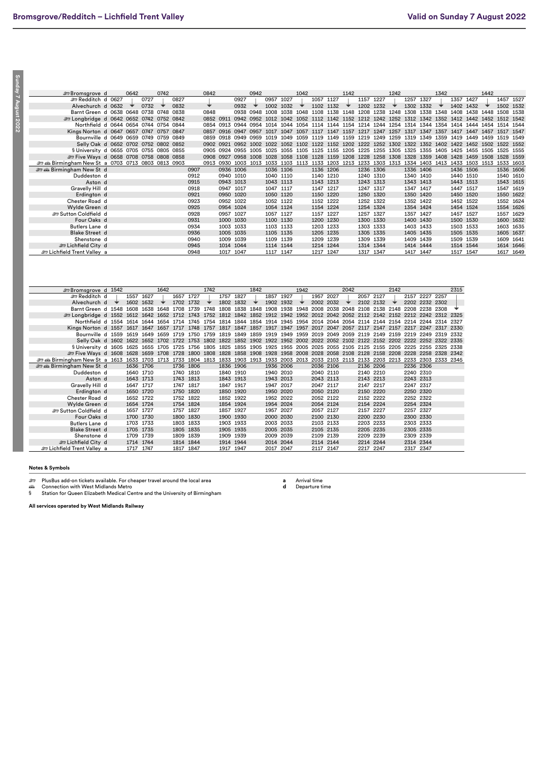| | | | | | | | | | | | | | | | | | | | | | | | | | | | |
|---|---|---|---|---|---|---|---|---|---|---|---|---|---|---|---|---|---|---|---|---|---|---|---|---|---|---|---|
| Bromsgrove d | | 0642 | | 0742 | | | 0842 | | | 0942 | | | 1042 | | | 1142 | | | 1242 | | | 1342 | | | 1442 | | |
| Redditch d | 0627 | ↓ | 0727 | ↓ | 0827 | | ↓ | | 0927 | ↓ | 0957 | 1027 | ↓ | 1057 | 1127 | ↓ | 1157 | 1227 | ↓ | 1257 | 1327 | ↓ | 1357 | 1427 | ↓ | 1457 | 1527 |
| Alvechurch d | 0632 | ↓ | 0732 | ↓ | 0832 | | ↓ | | 0932 | ↓ | 1002 | 1032 | ↓ | 1102 | 1132 | ↓ | 1202 | 1232 | ↓ | 1302 | 1332 | ↓ | 1402 | 1432 | ↓ | 1502 | 1532 |
| Barnt Green d | 0638 | 0648 | 0738 | 0748 | 0838 | | 0848 | | 0938 | 0948 | 1008 | 1038 | 1048 | 1108 | 1138 | 1148 | 1208 | 1238 | 1248 | 1308 | 1338 | 1348 | 1408 | 1438 | 1448 | 1508 | 1538 |
| Longbridge d | 0642 | 0652 | 0742 | 0752 | 0842 | | 0852 | 0911 | 0942 | 0952 | 1012 | 1042 | 1052 | 1112 | 1142 | 1152 | 1212 | 1242 | 1252 | 1312 | 1342 | 1352 | 1412 | 1442 | 1452 | 1512 | 1542 |
| Northfield d | 0644 | 0654 | 0744 | 0754 | 0844 | | 0854 | 0913 | 0944 | 0954 | 1014 | 1044 | 1054 | 1114 | 1144 | 1154 | 1214 | 1244 | 1254 | 1314 | 1344 | 1354 | 1414 | 1444 | 1454 | 1514 | 1544 |
| Kings Norton d | 0647 | 0657 | 0747 | 0757 | 0847 | | 0857 | 0916 | 0947 | 0957 | 1017 | 1047 | 1057 | 1117 | 1147 | 1157 | 1217 | 1247 | 1257 | 1317 | 1347 | 1357 | 1417 | 1447 | 1457 | 1517 | 1547 |
| Bournville d | 0649 | 0659 | 0749 | 0759 | 0849 | | 0859 | 0918 | 0949 | 0959 | 1019 | 1049 | 1059 | 1119 | 1149 | 1159 | 1219 | 1249 | 1259 | 1319 | 1349 | 1359 | 1419 | 1449 | 1459 | 1519 | 1549 |
| Selly Oak d | 0652 | 0702 | 0752 | 0802 | 0852 | | 0902 | 0921 | 0952 | 1002 | 1022 | 1052 | 1102 | 1122 | 1152 | 1202 | 1222 | 1252 | 1302 | 1322 | 1352 | 1402 | 1422 | 1452 | 1502 | 1522 | 1552 |
| § University d | 0655 | 0705 | 0755 | 0805 | 0855 | | 0905 | 0924 | 0955 | 1005 | 1025 | 1055 | 1105 | 1125 | 1155 | 1205 | 1225 | 1255 | 1305 | 1325 | 1355 | 1405 | 1425 | 1455 | 1505 | 1525 | 1555 |
| Five Ways d | 0658 | 0708 | 0758 | 0808 | 0858 | | 0908 | 0927 | 0958 | 1008 | 1028 | 1058 | 1108 | 1128 | 1159 | 1208 | 1228 | 1258 | 1308 | 1328 | 1359 | 1408 | 1428 | 1459 | 1508 | 1528 | 1559 |
| Birmingham New St a | 0703 | 0713 | 0803 | 0813 | 0903 | | 0913 | 0930 | 1003 | 1013 | 1033 | 1103 | 1113 | 1133 | 1203 | 1213 | 1233 | 1303 | 1313 | 1334 | 1403 | 1413 | 1433 | 1503 | 1513 | 1533 | 1603 |
| Birmingham New St d | | | | | | 0907 | | 0936 | 1006 | | 1036 | 1106 | | 1136 | 1206 | | 1236 | 1306 | | 1336 | 1406 | | 1436 | 1506 | | 1536 | 1606 |
| Duddeston d | | | | | | 0912 | | 0940 | 1010 | | 1040 | 1110 | | 1140 | 1210 | | 1240 | 1310 | | 1340 | 1410 | | 1440 | 1510 | | 1540 | 1610 |
| Aston d | | | | | | 0915 | | 0943 | 1013 | | 1043 | 1113 | | 1143 | 1213 | | 1243 | 1313 | | 1343 | 1413 | | 1443 | 1513 | | 1543 | 1615 |
| Gravelly Hill d | | | | | | 0918 | | 0947 | 1017 | | 1047 | 1117 | | 1147 | 1217 | | 1247 | 1317 | | 1347 | 1417 | | 1447 | 1517 | | 1547 | 1619 |
| Erdington d | | | | | | 0921 | | 0950 | 1020 | | 1050 | 1120 | | 1150 | 1220 | | 1250 | 1320 | | 1350 | 1420 | | 1450 | 1520 | | 1550 | 1622 |
| Chester Road d | | | | | | 0923 | | 0952 | 1022 | | 1052 | 1122 | | 1152 | 1222 | | 1252 | 1322 | | 1352 | 1422 | | 1452 | 1522 | | 1552 | 1624 |
| Wylde Green d | | | | | | 0925 | | 0954 | 1024 | | 1054 | 1124 | | 1154 | 1224 | | 1254 | 1324 | | 1354 | 1424 | | 1454 | 1524 | | 1554 | 1626 |
| Sutton Coldfield d | | | | | | 0928 | | 0957 | 1027 | | 1057 | 1127 | | 1157 | 1227 | | 1257 | 1327 | | 1357 | 1427 | | 1457 | 1527 | | 1557 | 1629 |
| Four Oaks d | | | | | | 0931 | | 1000 | 1030 | | 1100 | 1130 | | 1200 | 1230 | | 1300 | 1330 | | 1400 | 1430 | | 1500 | 1530 | | 1600 | 1632 |
| Butlers Lane d | | | | | | 0934 | | 1003 | 1033 | | 1103 | 1133 | | 1203 | 1233 | | 1303 | 1333 | | 1403 | 1433 | | 1503 | 1533 | | 1603 | 1635 |
| Blake Street d | | | | | | 0936 | | 1005 | 1035 | | 1105 | 1135 | | 1205 | 1235 | | 1305 | 1335 | | 1405 | 1435 | | 1505 | 1535 | | 1605 | 1637 |
| Shenstone d | | | | | | 0940 | | 1009 | 1039 | | 1109 | 1139 | | 1209 | 1239 | | 1309 | 1339 | | 1409 | 1439 | | 1509 | 1539 | | 1609 | 1641 |
| Lichfield City d | | | | | | 0945 | | 1014 | 1044 | | 1114 | 1144 | | 1214 | 1244 | | 1314 | 1344 | | 1414 | 1444 | | 1514 | 1544 | | 1614 | 1646 |
| Lichfield Trent Valley a | | | | | | 0948 | | 1017 | 1047 | | 1117 | 1147 | | 1217 | 1247 | | 1317 | 1347 | | 1417 | 1447 | | 1517 | 1547 | | 1617 | 1649 |

| | | | | | | | | | | | | | | | | | | | | | | | |
|---|---|---|---|---|---|---|---|---|---|---|---|---|---|---|---|---|---|---|---|---|---|---|---|
| Bromsgrove d | 1542 | | | 1642 | | | 1742 | | | 1842 | | | 1942 | | | 2042 | | | 2142 | | | | 2315 |
| Redditch d | ↓ | 1557 | 1627 | ↓ | 1657 | 1727 | ↓ | 1757 | 1827 | ↓ | 1857 | 1927 | ↓ | 1957 | 2027 | ↓ | 2057 | 2127 | ↓ | 2157 | 2227 | 2257 | ↓ |
| Alvechurch d | ↓ | 1602 | 1632 | ↓ | 1702 | 1732 | ↓ | 1802 | 1832 | ↓ | 1902 | 1932 | ↓ | 2002 | 2032 | ↓ | 2102 | 2132 | ↓ | 2202 | 2232 | 2302 | ↓ |
| Barnt Green d | 1548 | 1608 | 1638 | 1648 | 1708 | 1739 | 1748 | 1808 | 1838 | 1848 | 1908 | 1938 | 1948 | 2008 | 2038 | 2048 | 2108 | 2138 | 2148 | 2208 | 2238 | 2308 | ↓ |
| Longbridge d | 1552 | 1612 | 1642 | 1652 | 1712 | 1743 | 1752 | 1812 | 1842 | 1852 | 1912 | 1942 | 1952 | 2012 | 2042 | 2052 | 2112 | 2142 | 2152 | 2212 | 2242 | 2312 | 2325 |
| Northfield d | 1554 | 1614 | 1644 | 1654 | 1714 | 1745 | 1754 | 1814 | 1844 | 1854 | 1914 | 1945 | 1954 | 2014 | 2044 | 2054 | 2114 | 2144 | 2154 | 2214 | 2244 | 2314 | 2327 |
| Kings Norton d | 1557 | 1617 | 1647 | 1657 | 1717 | 1748 | 1757 | 1817 | 1847 | 1857 | 1917 | 1947 | 1957 | 2017 | 2047 | 2057 | 2117 | 2147 | 2157 | 2217 | 2247 | 2317 | 2330 |
| Bournville d | 1559 | 1619 | 1649 | 1659 | 1719 | 1750 | 1759 | 1819 | 1849 | 1859 | 1919 | 1949 | 1959 | 2019 | 2049 | 2059 | 2119 | 2149 | 2159 | 2219 | 2249 | 2319 | 2332 |
| Selly Oak d | 1602 | 1622 | 1652 | 1702 | 1722 | 1753 | 1802 | 1822 | 1852 | 1902 | 1922 | 1952 | 2002 | 2022 | 2052 | 2102 | 2122 | 2152 | 2202 | 2222 | 2252 | 2322 | 2335 |
| § University d | 1605 | 1625 | 1655 | 1705 | 1725 | 1756 | 1805 | 1825 | 1855 | 1905 | 1925 | 1955 | 2005 | 2025 | 2055 | 2105 | 2125 | 2155 | 2205 | 2225 | 2255 | 2325 | 2338 |
| Five Ways d | 1608 | 1628 | 1659 | 1708 | 1728 | 1800 | 1808 | 1828 | 1858 | 1908 | 1928 | 1958 | 2008 | 2028 | 2058 | 2108 | 2128 | 2158 | 2208 | 2228 | 2258 | 2328 | 2342 |
| Birmingham New St a | 1613 | 1633 | 1703 | 1713 | 1733 | 1804 | 1813 | 1833 | 1903 | 1913 | 1933 | 2003 | 2013 | 2033 | 2103 | 2113 | 2133 | 2203 | 2213 | 2233 | 2303 | 2333 | 2345 |
| Birmingham New St d | | 1636 | 1706 | | 1736 | 1806 | | 1836 | 1906 | | 1936 | 2006 | | 2036 | 2106 | | 2136 | 2206 | | 2236 | 2306 | | |
| Duddeston d | | 1640 | 1710 | | 1740 | 1810 | | 1840 | 1910 | | 1940 | 2010 | | 2040 | 2110 | | 2140 | 2210 | | 2240 | 2310 | | |
| Aston d | | 1643 | 1713 | | 1743 | 1813 | | 1843 | 1913 | | 1943 | 2013 | | 2043 | 2113 | | 2143 | 2213 | | 2243 | 2313 | | |
| Gravelly Hill d | | 1647 | 1717 | | 1747 | 1817 | | 1847 | 1917 | | 1947 | 2017 | | 2047 | 2117 | | 2147 | 2217 | | 2247 | 2317 | | |
| Erdington d | | 1650 | 1720 | | 1750 | 1820 | | 1850 | 1920 | | 1950 | 2020 | | 2050 | 2120 | | 2150 | 2220 | | 2250 | 2320 | | |
| Chester Road d | | 1652 | 1722 | | 1752 | 1822 | | 1852 | 1922 | | 1952 | 2022 | | 2052 | 2122 | | 2152 | 2222 | | 2252 | 2322 | | |
| Wylde Green d | | 1654 | 1724 | | 1754 | 1824 | | 1854 | 1924 | | 1954 | 2024 | | 2054 | 2124 | | 2154 | 2224 | | 2254 | 2324 | | |
| Sutton Coldfield d | | 1657 | 1727 | | 1757 | 1827 | | 1857 | 1927 | | 1957 | 2027 | | 2057 | 2127 | | 2157 | 2227 | | 2257 | 2327 | | |
| Four Oaks d | | 1700 | 1730 | | 1800 | 1830 | | 1900 | 1930 | | 2000 | 2030 | | 2100 | 2130 | | 2200 | 2230 | | 2300 | 2330 | | |
| Butlers Lane d | | 1703 | 1733 | | 1803 | 1833 | | 1903 | 1933 | | 2003 | 2033 | | 2103 | 2133 | | 2203 | 2233 | | 2303 | 2333 | | |
| Blake Street d | | 1705 | 1735 | | 1805 | 1835 | | 1905 | 1935 | | 2005 | 2035 | | 2105 | 2135 | | 2205 | 2235 | | 2305 | 2335 | | |
| Shenstone d | | 1709 | 1739 | | 1809 | 1839 | | 1909 | 1939 | | 2009 | 2039 | | 2109 | 2139 | | 2209 | 2239 | | 2309 | 2339 | | |
| Lichfield City d | | 1714 | 1744 | | 1814 | 1844 | | 1914 | 1944 | | 2014 | 2044 | | 2114 | 2144 | | 2214 | 2244 | | 2314 | 2344 | | |
| Lichfield Trent Valley a | | 1717 | 1747 | | 1817 | 1847 | | 1917 | 1947 | | 2017 | 2047 | | 2117 | 2147 | | 2217 | 2247 | | 2317 | 2347 | | |

**Notes & Symbols**

- PlusBus add-on tickets available. For cheaper travel around the local area
- Connection with West Midlands Metro
- § Station for Queen Elizabeth Medical Centre and the University of Birmingham
- **a** Arrival time
- **d** Departure time

**All services operated by West Midlands Railway**